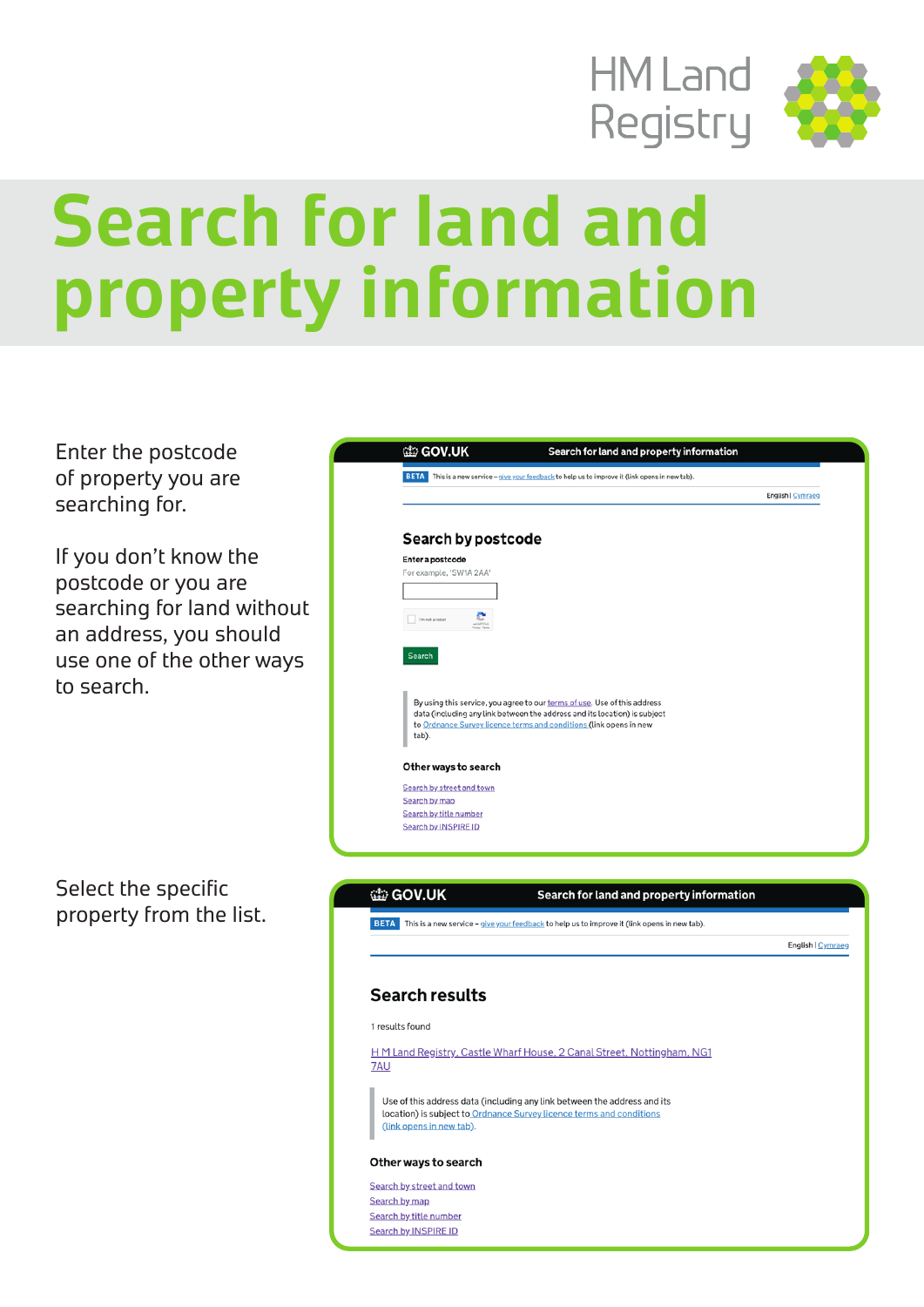HM Land Registry

# Search for land and property information

Enter the postcode of property you are searching for.

If you don't know the postcode or you are searching for land without an address, you should use one of the other ways to search.

GOV.UK Search for land and property information

BETA This is a new service – give your feedback to help us to improve it (link opens in new tab).

English | Cymraeg

## Search by postcode

Enter a postcode

For example, 'SW1A 2AA'

I'm not a robot

Search

By using this service, you agree to our terms of use. Use of this address data (including any link between the address and its location) is subject to Ordnance Survey licence terms and conditions (link opens in new tab).

**Other ways to search**

- Search by street and town
- Search by map
- Search by title number
- Search by INSPIRE ID

Select the specific property from the list.

GOV.UK Search for land and property information

BETA This is a new service – give your feedback to help us to improve it (link opens in new tab).

English | Cymraeg

## Search results

1 results found

H M Land Registry, Castle Wharf House, 2 Canal Street, Nottingham, NG1 7AU

Use of this address data (including any link between the address and its location) is subject to Ordnance Survey licence terms and conditions (link opens in new tab).

**Other ways to search**

- Search by street and town
- Search by map
- Search by title number
- Search by INSPIRE ID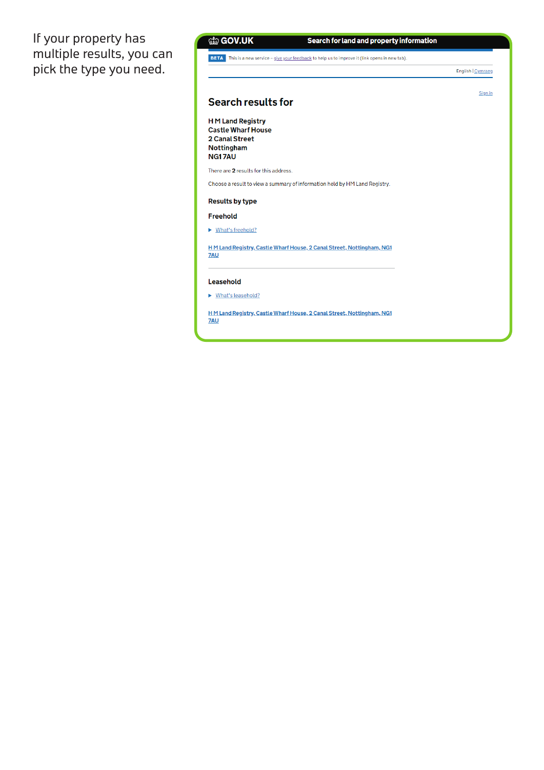If your property has multiple results, you can pick the type you need.

GOV.UK Search for land and property information

BETA This is a new service – give your feedback to help us to improve it (link opens in new tab).

English | Cymraeg

Sign in

## Search results for

**H M Land Registry**
**Castle Wharf House**
**2 Canal Street**
**Nottingham**
**NG1 7AU**

There are **2** results for this address.

Choose a result to view a summary of information held by HM Land Registry.

### Results by type

### Freehold

▸ What's freehold?

H M Land Registry, Castle Wharf House, 2 Canal Street, Nottingham, NG1 7AU

### Leasehold

▸ What's leasehold?

H M Land Registry, Castle Wharf House, 2 Canal Street, Nottingham, NG1 7AU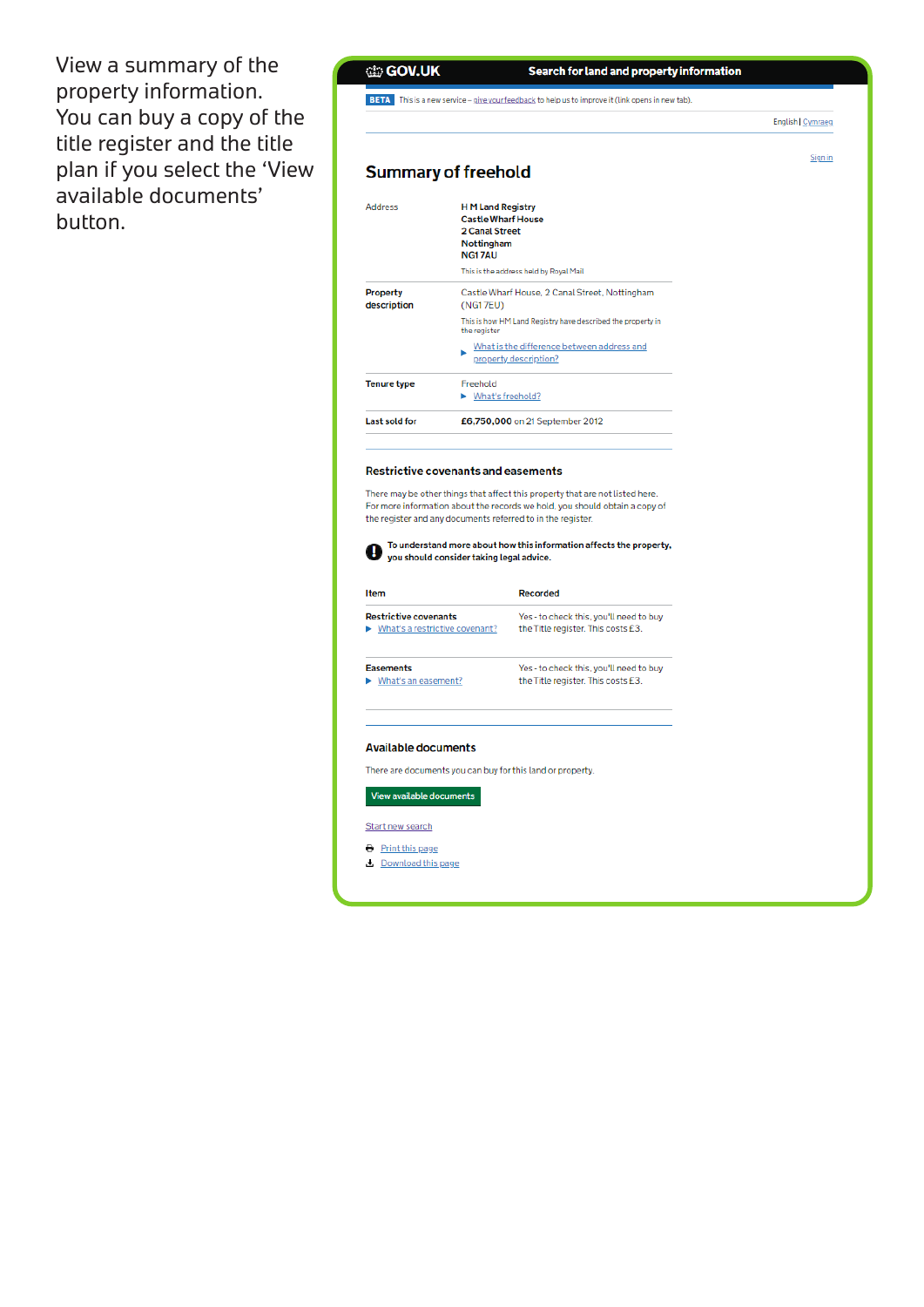View a summary of the property information. You can buy a copy of the title register and the title plan if you select the 'View available documents' button.

GOV.UK — Search for land and property information

BETA This is a new service – give your feedback to help us to improve it (link opens in new tab).

English | Cymraeg

Sign in

## Summary of freehold

| | |
|---|---|
| Address | **H M Land Registry<br>Castle Wharf House<br>2 Canal Street<br>Nottingham<br>NG1 7AU**<br>This is the address held by Royal Mail |
| **Property description** | Castle Wharf House, 2 Canal Street, Nottingham (NG1 7EU)<br>This is how HM Land Registry have described the property in the register<br>▶ What is the difference between address and property description? |
| **Tenure type** | Freehold<br>▶ What's freehold? |
| **Last sold for** | **£6,750,000** on 21 September 2012 |

### Restrictive covenants and easements

There may be other things that affect this property that are not listed here. For more information about the records we hold, you should obtain a copy of the register and any documents referred to in the register.

**To understand more about how this information affects the property, you should consider taking legal advice.**

| Item | Recorded |
|---|---|
| **Restrictive covenants**<br>▶ What's a restrictive covenant? | Yes - to check this, you'll need to buy the Title register. This costs £3. |
| **Easements**<br>▶ What's an easement? | Yes - to check this, you'll need to buy the Title register. This costs £3. |

### Available documents

There are documents you can buy for this land or property.

View available documents

Start new search

Print this page

Download this page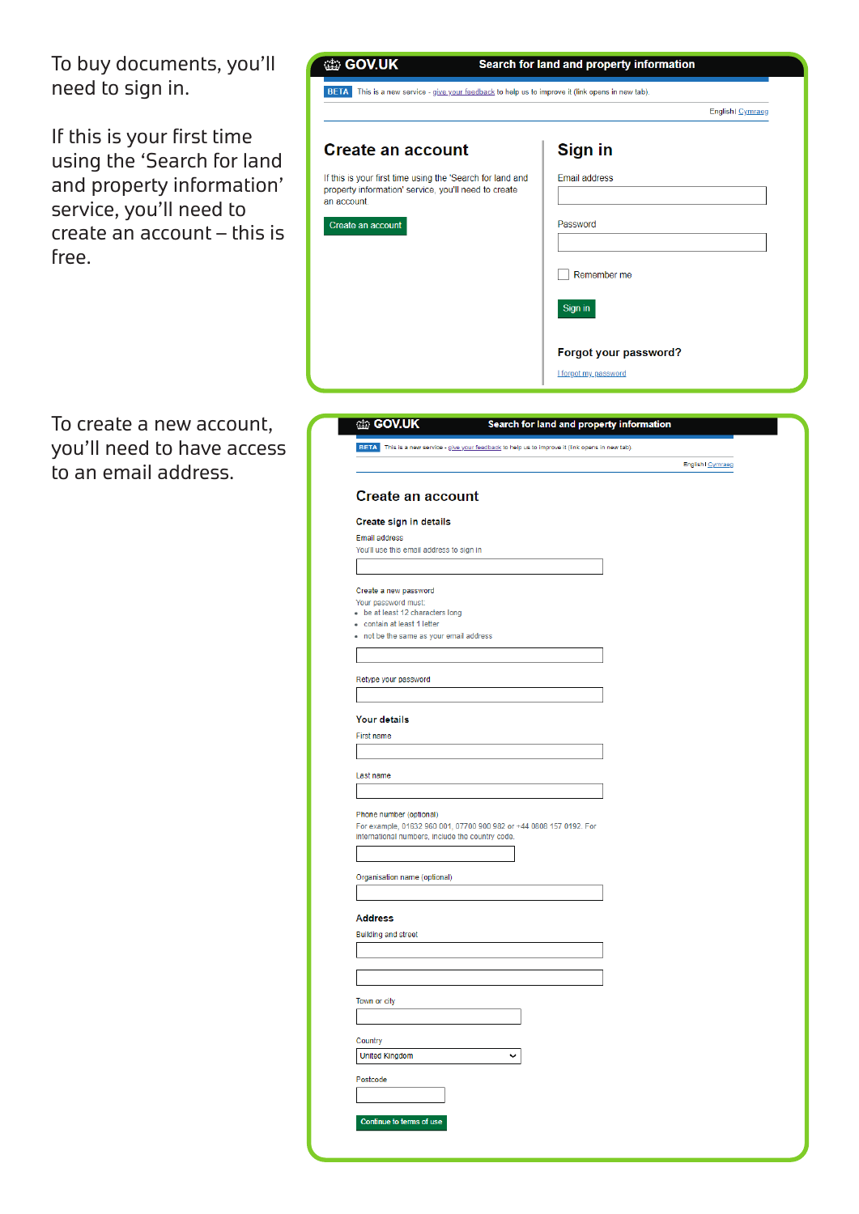To buy documents, you'll need to sign in.

If this is your first time using the 'Search for land and property information' service, you'll need to create an account – this is free.

GOV.UK Search for land and property information

BETA This is a new service - give your feedback to help us to improve it (link opens in new tab).

English | Cymraeg

## Create an account

If this is your first time using the 'Search for land and property information' service, you'll need to create an account

Create an account

## Sign in

Email address

Password

Remember me

Sign in

Forgot your password?

I forgot my password

To create a new account, you'll need to have access to an email address.

GOV.UK Search for land and property information

BETA This is a new service - give your feedback to help us to improve it (link opens in new tab).

English | Cymraeg

## Create an account

### Create sign in details

Email address

You'll use this email address to sign in

Create a new password

Your password must:

- be at least 12 characters long
- contain at least 1 letter
- not be the same as your email address

Retype your password

### Your details

First name

Last name

Phone number (optional)

For example, 01632 960 001, 07700 900 982 or +44 0808 157 0192. For international numbers, include the country code.

Organisation name (optional)

### Address

Building and street

Town or city

Country

United Kingdom

Postcode

Continue to terms of use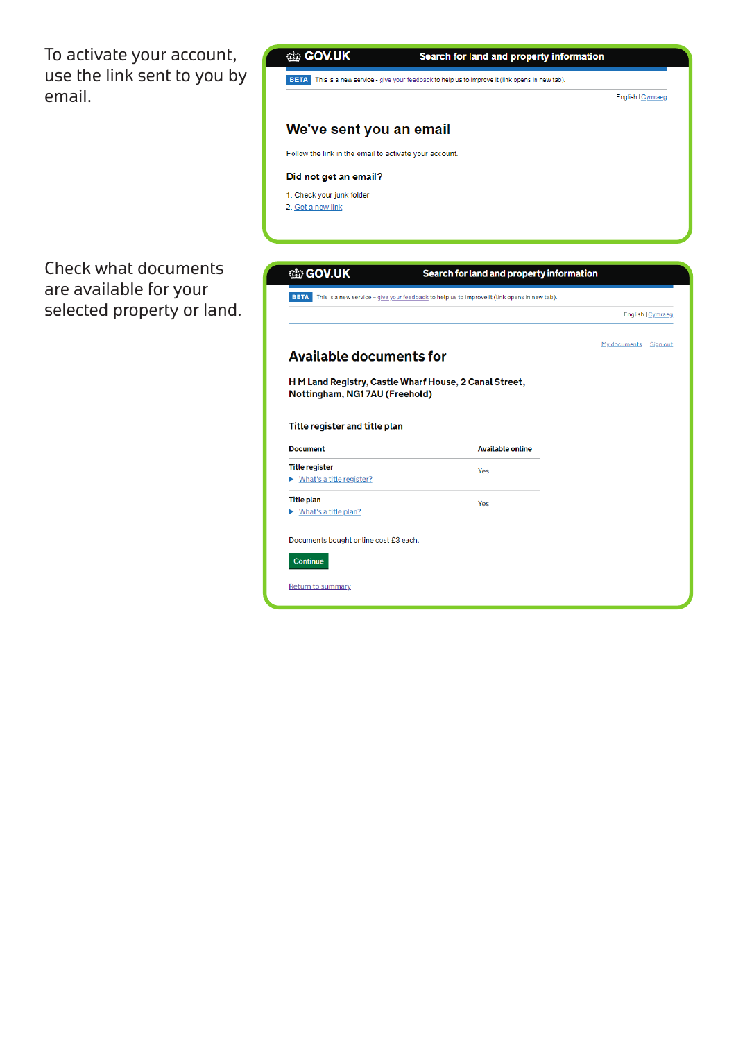To activate your account, use the link sent to you by email.

GOV.UK Search for land and property information

BETA This is a new service - give your feedback to help us to improve it (link opens in new tab).

English | Cymraeg

## We've sent you an email

Follow the link in the email to activate your account.

### Did not get an email?

1. Check your junk folder
2. Get a new link

Check what documents are available for your selected property or land.

GOV.UK Search for land and property information

BETA This is a new service – give your feedback to help us to improve it (link opens in new tab).

English | Cymraeg

My documents Sign out

## Available documents for

**H M Land Registry, Castle Wharf House, 2 Canal Street, Nottingham, NG1 7AU (Freehold)**

### Title register and title plan

| Document | Available online |
|---|---|
| **Title register**<br>▶ What's a title register? | Yes |
| **Title plan**<br>▶ What's a title plan? | Yes |

Documents bought online cost £3 each.

Continue

Return to summary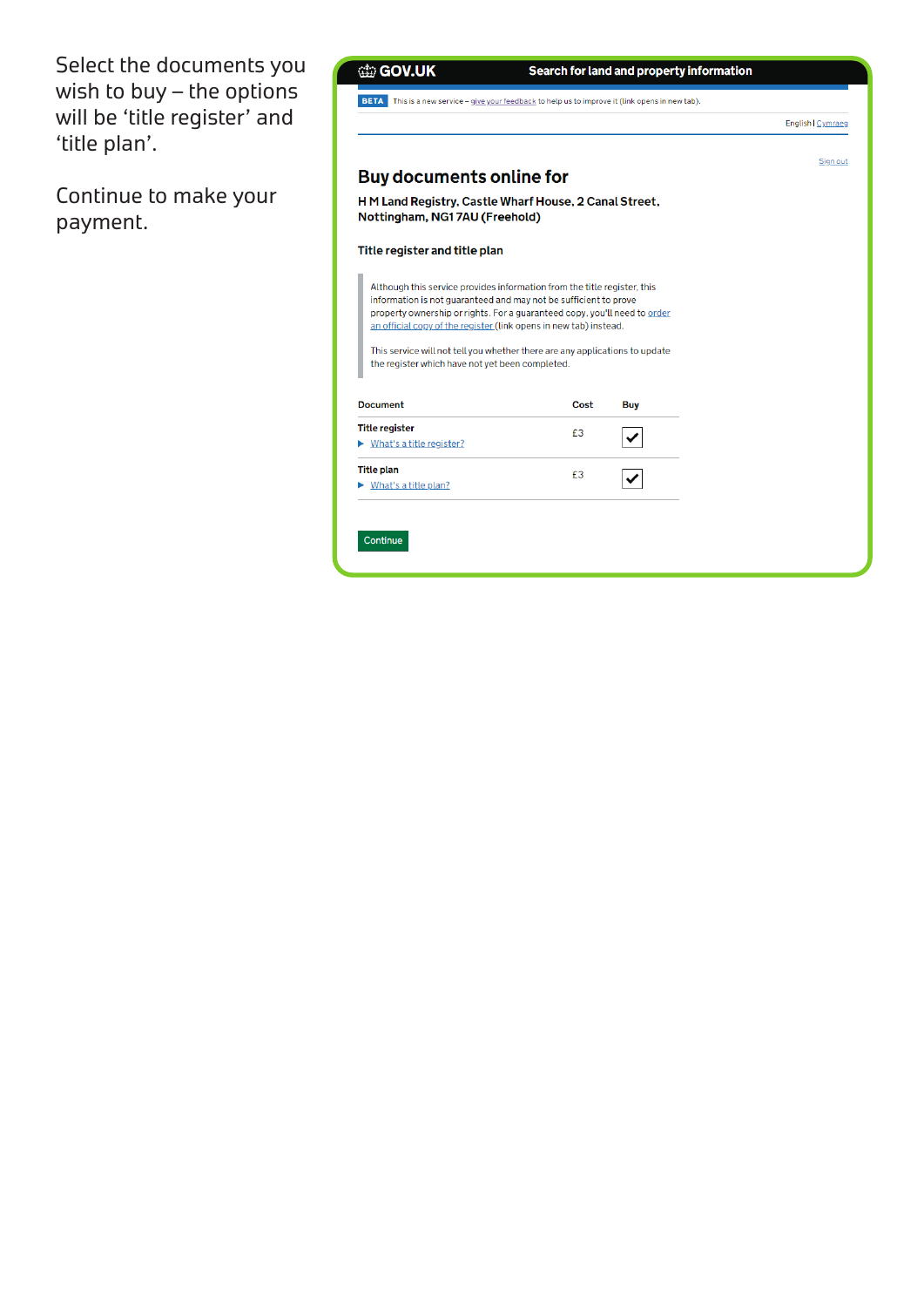Select the documents you wish to buy – the options will be 'title register' and 'title plan'.

Continue to make your payment.

GOV.UK Search for land and property information

BETA This is a new service – give your feedback to help us to improve it (link opens in new tab).

English | Cymraeg

Sign out

## Buy documents online for

**H M Land Registry, Castle Wharf House, 2 Canal Street, Nottingham, NG1 7AU (Freehold)**

### Title register and title plan

Although this service provides information from the title register, this information is not guaranteed and may not be sufficient to prove property ownership or rights. For a guaranteed copy, you'll need to order an official copy of the register (link opens in new tab) instead.

This service will not tell you whether there are any applications to update the register which have not yet been completed.

| Document | Cost | Buy |
|---|---|---|
| **Title register**<br>▸ What's a title register? | £3 | ☑ |
| **Title plan**<br>▸ What's a title plan? | £3 | ☑ |

Continue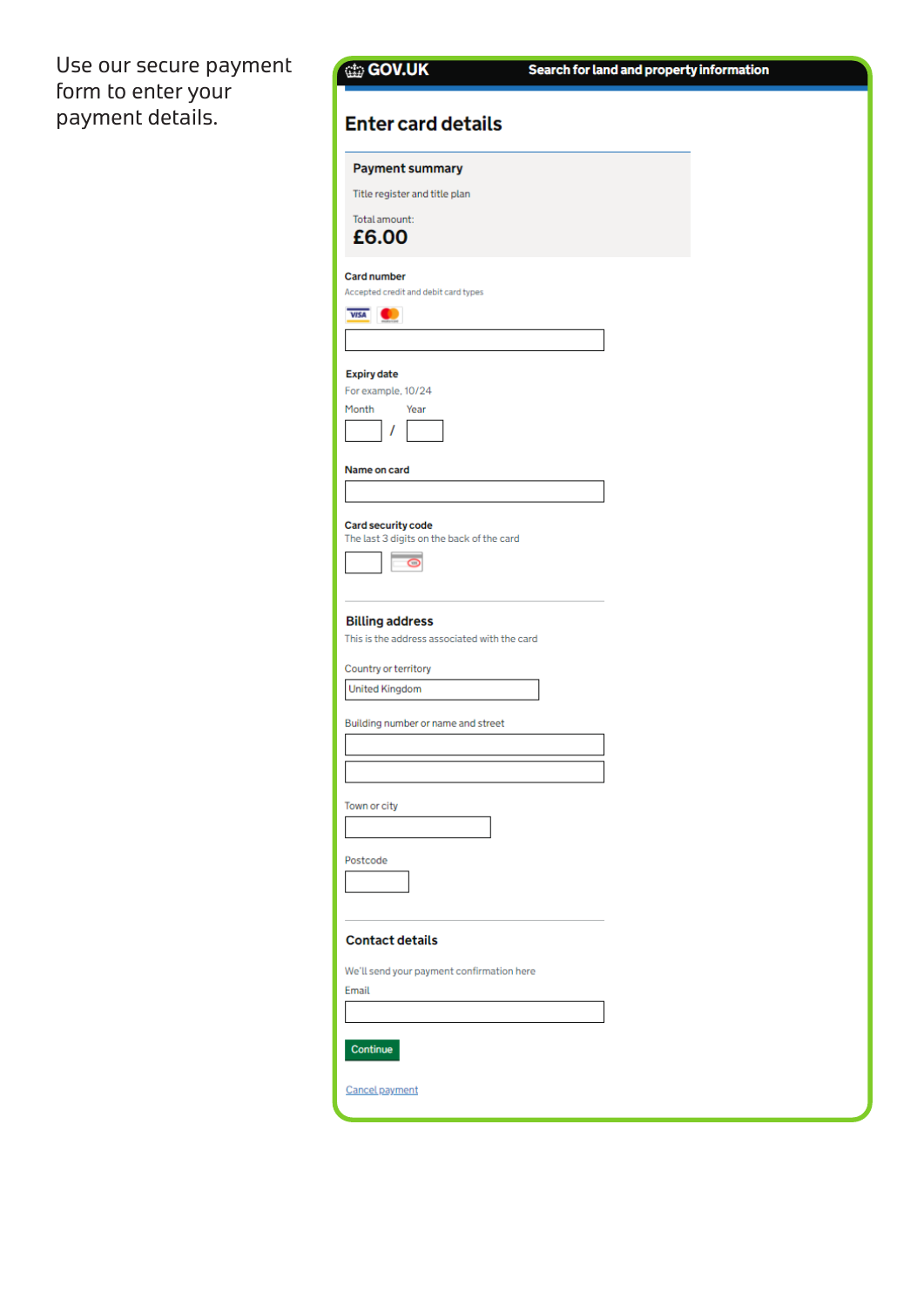Use our secure payment form to enter your payment details.

GOV.UK Search for land and property information

# Enter card details

**Payment summary**

Title register and title plan

Total amount:

**£6.00**

**Card number**

Accepted credit and debit card types

**Expiry date**

For example, 10/24

Month / Year

**Name on card**

**Card security code**

The last 3 digits on the back of the card

## Billing address

This is the address associated with the card

Country or territory

United Kingdom

Building number or name and street

Town or city

Postcode

## Contact details

We'll send your payment confirmation here

Email

Continue

Cancel payment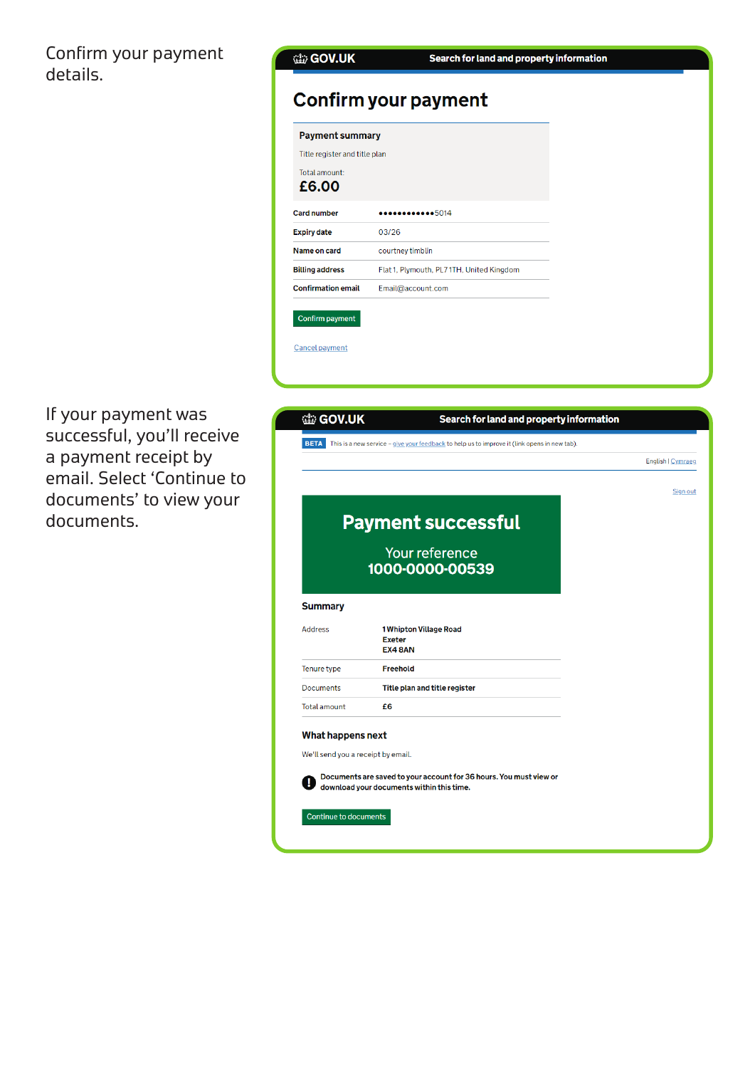Confirm your payment details.

GOV.UK | Search for land and property information

# Confirm your payment

**Payment summary**

Title register and title plan

Total amount:

**£6.00**

| | |
|---|---|
| **Card number** | ●●●●●●●●●●●●5014 |
| **Expiry date** | 03/26 |
| **Name on card** | courtney timblin |
| **Billing address** | Flat 1, Plymouth, PL7 1TH, United Kingdom |
| **Confirmation email** | Email@account.com |

Confirm payment

Cancel payment

If your payment was successful, you'll receive a payment receipt by email. Select 'Continue to documents' to view your documents.

GOV.UK | Search for land and property information

BETA This is a new service – give your feedback to help us to improve it (link opens in new tab).

English | Cymraeg

Sign out

## Payment successful

Your reference

**1000-0000-00539**

### Summary

| | |
|---|---|
| Address | **1 Whipton Village Road**<br>**Exeter**<br>**EX4 8AN** |
| Tenure type | **Freehold** |
| Documents | **Title plan and title register** |
| Total amount | **£6** |

### What happens next

We'll send you a receipt by email.

! **Documents are saved to your account for 36 hours. You must view or download your documents within this time.**

Continue to documents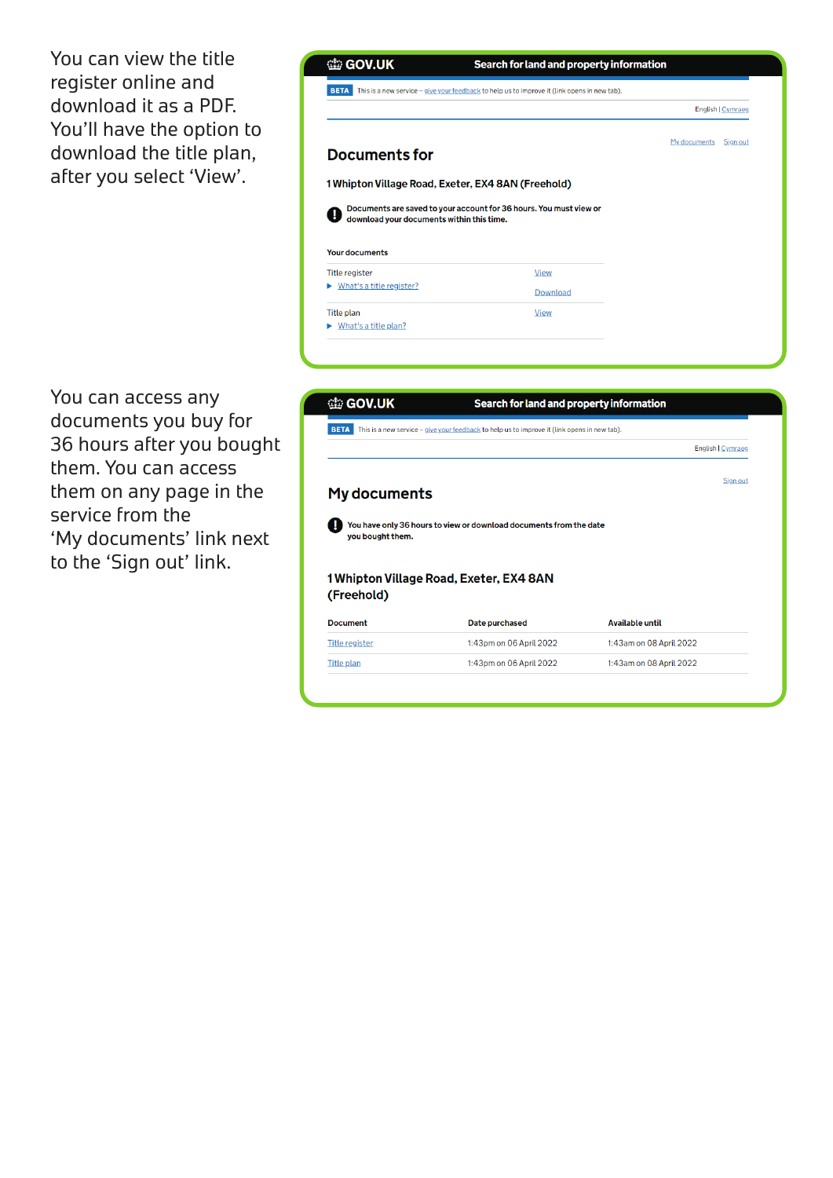You can view the title register online and download it as a PDF. You'll have the option to download the title plan, after you select 'View'.

GOV.UK Search for land and property information

BETA This is a new service – give your feedback to help us to improve it (link opens in new tab).

English | Cymraeg

My documents Sign out

## Documents for

### 1 Whipton Village Road, Exeter, EX4 8AN (Freehold)

**Documents are saved to your account for 36 hours. You must view or download your documents within this time.**

**Your documents**

| | |
|---|---|
| Title register<br>What's a title register? | View<br>Download |
| Title plan<br>What's a title plan? | View |

You can access any documents you buy for 36 hours after you bought them. You can access them on any page in the service from the 'My documents' link next to the 'Sign out' link.

GOV.UK Search for land and property information

BETA This is a new service – give your feedback to help us to improve it (link opens in new tab).

English | Cymraeg

Sign out

## My documents

**You have only 36 hours to view or download documents from the date you bought them.**

### 1 Whipton Village Road, Exeter, EX4 8AN (Freehold)

| Document | Date purchased | Available until |
|---|---|---|
| Title register | 1:43pm on 06 April 2022 | 1:43am on 08 April 2022 |
| Title plan | 1:43pm on 06 April 2022 | 1:43am on 08 April 2022 |